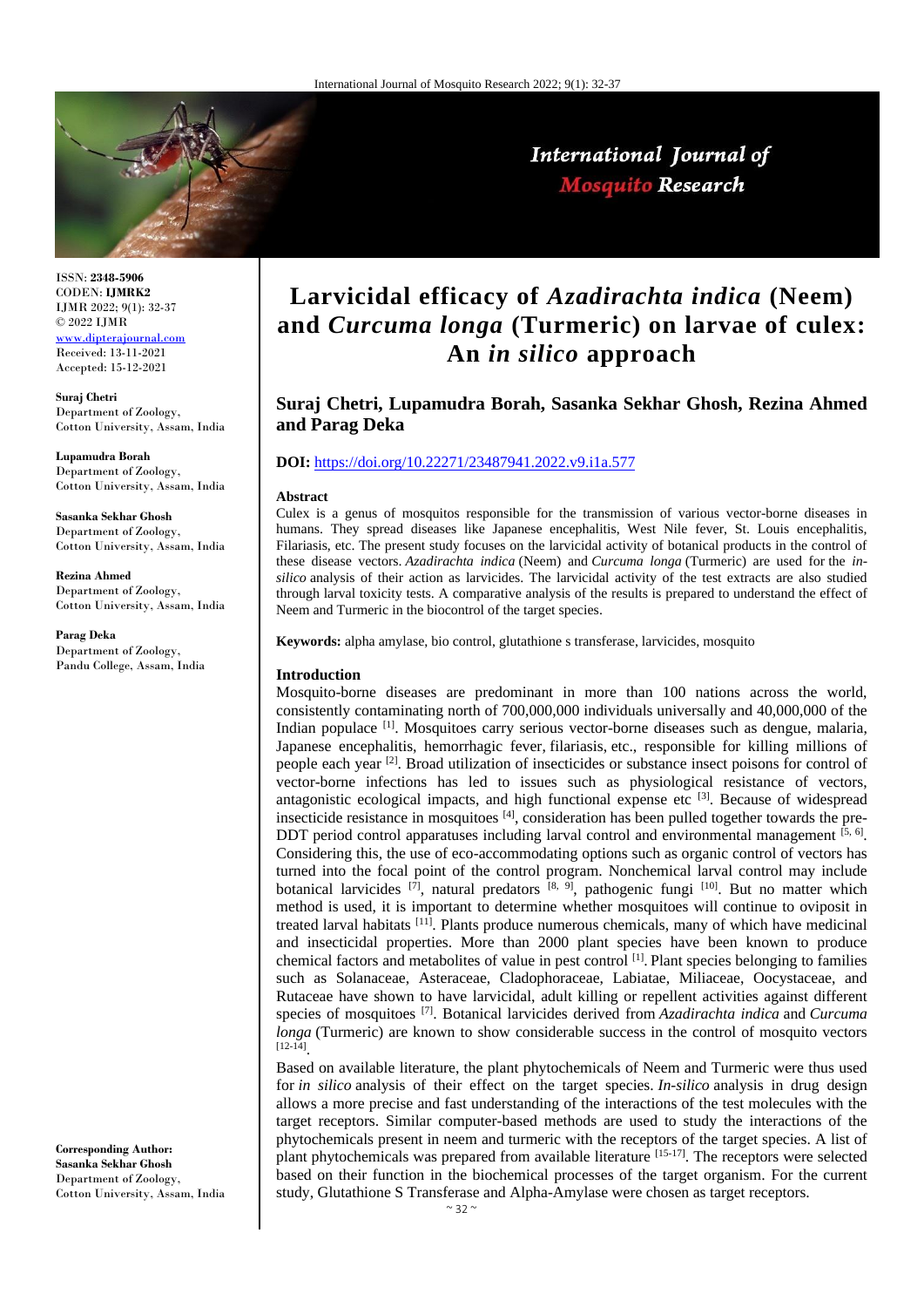ISSN: **2348-5906**
CODEN: **IJMRK2**
IJMR 2022; 9(1): 32-37
© 2022 IJMR
[www.dipterajournal.com](http://www.dipterajournal.com)
Received: 13-11-2021
Accepted: 15-12-2021

**Suraj Chetri**
Department of Zoology, Cotton University, Assam, India

**Lupamudra Borah**
Department of Zoology, Cotton University, Assam, India

**Sasanka Sekhar Ghosh**
Department of Zoology, Cotton University, Assam, India

**Rezina Ahmed**
Department of Zoology, Cotton University, Assam, India

**Parag Deka**
Department of Zoology, Pandu College, Assam, India

**Corresponding Author:**
**Sasanka Sekhar Ghosh**
Department of Zoology, Cotton University, Assam, India

# Larvicidal efficacy of *Azadirachta indica* (Neem) and *Curcuma longa* (Turmeric) on larvae of culex: An *in silico* approach

**Suraj Chetri, Lupamudra Borah, Sasanka Sekhar Ghosh, Rezina Ahmed and Parag Deka**

**DOI:** https://doi.org/10.22271/23487941.2022.v9.i1a.577

## Abstract

Culex is a genus of mosquitos responsible for the transmission of various vector-borne diseases in humans. They spread diseases like Japanese encephalitis, West Nile fever, St. Louis encephalitis, Filariasis, etc. The present study focuses on the larvicidal activity of botanical products in the control of these disease vectors. *Azadirachta indica* (Neem) and *Curcuma longa* (Turmeric) are used for the *in-silico* analysis of their action as larvicides. The larvicidal activity of the test extracts are also studied through larval toxicity tests. A comparative analysis of the results is prepared to understand the effect of Neem and Turmeric in the biocontrol of the target species.

**Keywords:** alpha amylase, bio control, glutathione s transferase, larvicides, mosquito

## Introduction

Mosquito-borne diseases are predominant in more than 100 nations across the world, consistently contaminating north of 700,000,000 individuals universally and 40,000,000 of the Indian populace [1]. Mosquitoes carry serious vector-borne diseases such as dengue, malaria, Japanese encephalitis, hemorrhagic fever, filariasis, etc., responsible for killing millions of people each year [2]. Broad utilization of insecticides or substance insect poisons for control of vector-borne infections has led to issues such as physiological resistance of vectors, antagonistic ecological impacts, and high functional expense etc [3]. Because of widespread insecticide resistance in mosquitoes [4], consideration has been pulled together towards the pre-DDT period control apparatuses including larval control and environmental management [5, 6]. Considering this, the use of eco-accommodating options such as organic control of vectors has turned into the focal point of the control program. Nonchemical larval control may include botanical larvicides [7], natural predators [8, 9], pathogenic fungi [10]. But no matter which method is used, it is important to determine whether mosquitoes will continue to oviposit in treated larval habitats [11]. Plants produce numerous chemicals, many of which have medicinal and insecticidal properties. More than 2000 plant species have been known to produce chemical factors and metabolites of value in pest control [1]. Plant species belonging to families such as Solanaceae, Asteraceae, Cladophoraceae, Labiatae, Miliaceae, Oocystaceae, and Rutaceae have shown to have larvicidal, adult killing or repellent activities against different species of mosquitoes [7]. Botanical larvicides derived from *Azadirachta indica* and *Curcuma longa* (Turmeric) are known to show considerable success in the control of mosquito vectors [12-14].

Based on available literature, the plant phytochemicals of Neem and Turmeric were thus used for *in silico* analysis of their effect on the target species. *In-silico* analysis in drug design allows a more precise and fast understanding of the interactions of the test molecules with the target receptors. Similar computer-based methods are used to study the interactions of the phytochemicals present in neem and turmeric with the receptors of the target species. A list of plant phytochemicals was prepared from available literature [15-17]. The receptors were selected based on their function in the biochemical processes of the target organism. For the current study, Glutathione S Transferase and Alpha-Amylase were chosen as target receptors.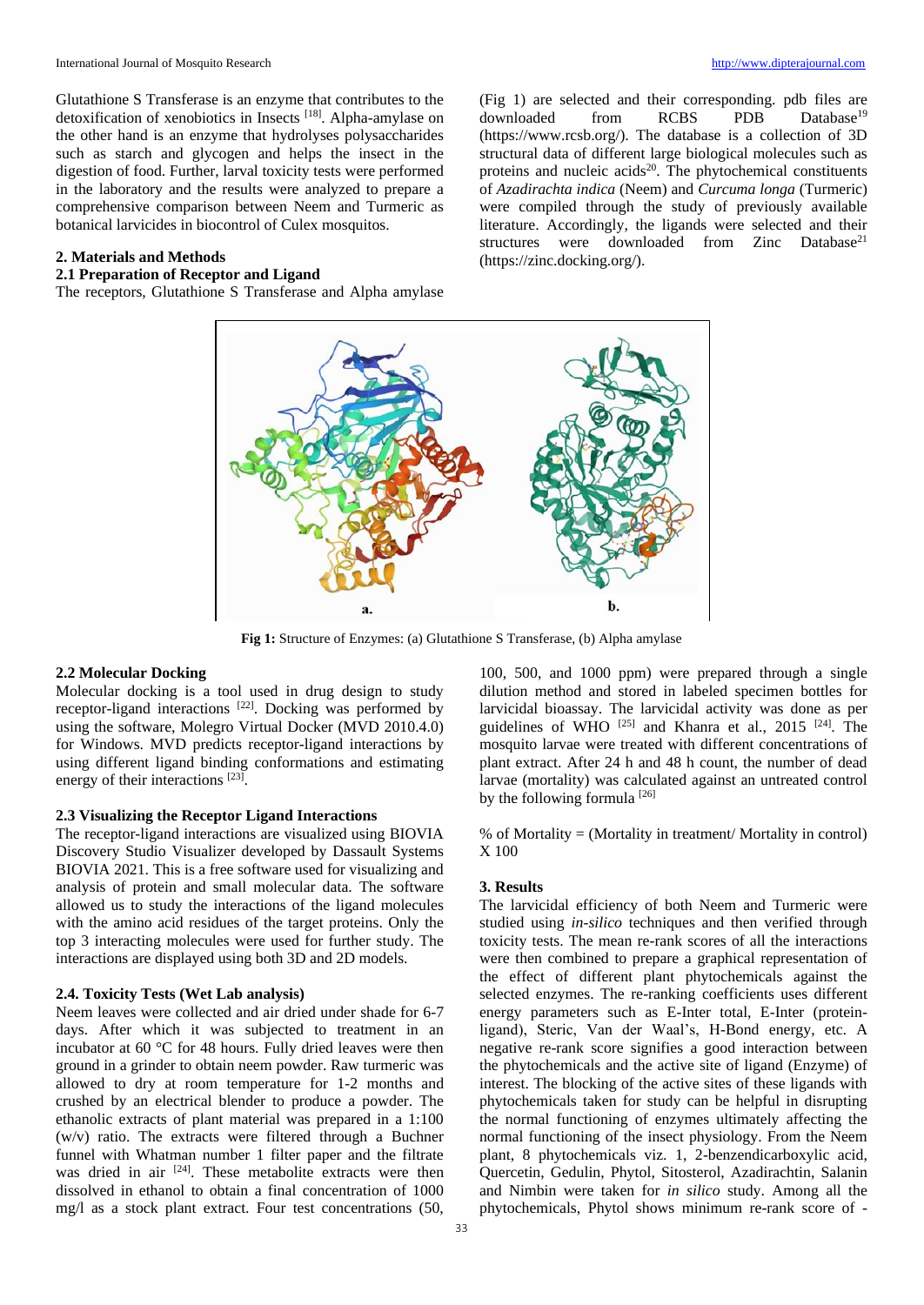Glutathione S Transferase is an enzyme that contributes to the detoxification of xenobiotics in Insects [18]. Alpha-amylase on the other hand is an enzyme that hydrolyses polysaccharides such as starch and glycogen and helps the insect in the digestion of food. Further, larval toxicity tests were performed in the laboratory and the results were analyzed to prepare a comprehensive comparison between Neem and Turmeric as botanical larvicides in biocontrol of Culex mosquitos.

## 2. Materials and Methods

### 2.1 Preparation of Receptor and Ligand

The receptors, Glutathione S Transferase and Alpha amylase (Fig 1) are selected and their corresponding. pdb files are downloaded from RCBS PDB Database[19] (https://www.rcsb.org/). The database is a collection of 3D structural data of different large biological molecules such as proteins and nucleic acids[20]. The phytochemical constituents of *Azadirachta indica* (Neem) and *Curcuma longa* (Turmeric) were compiled through the study of previously available literature. Accordingly, the ligands were selected and their structures were downloaded from Zinc Database[21] (https://zinc.docking.org/).

**Fig 1:** Structure of Enzymes: (a) Glutathione S Transferase, (b) Alpha amylase

### 2.2 Molecular Docking

Molecular docking is a tool used in drug design to study receptor-ligand interactions [22]. Docking was performed by using the software, Molegro Virtual Docker (MVD 2010.4.0) for Windows. MVD predicts receptor-ligand interactions by using different ligand binding conformations and estimating energy of their interactions [23].

### 2.3 Visualizing the Receptor Ligand Interactions

The receptor-ligand interactions are visualized using BIOVIA Discovery Studio Visualizer developed by Dassault Systems BIOVIA 2021. This is a free software used for visualizing and analysis of protein and small molecular data. The software allowed us to study the interactions of the ligand molecules with the amino acid residues of the target proteins. Only the top 3 interacting molecules were used for further study. The interactions are displayed using both 3D and 2D models.

### 2.4. Toxicity Tests (Wet Lab analysis)

Neem leaves were collected and air dried under shade for 6-7 days. After which it was subjected to treatment in an incubator at 60 °C for 48 hours. Fully dried leaves were then ground in a grinder to obtain neem powder. Raw turmeric was allowed to dry at room temperature for 1-2 months and crushed by an electrical blender to produce a powder. The ethanolic extracts of plant material was prepared in a 1:100 (w/v) ratio. The extracts were filtered through a Buchner funnel with Whatman number 1 filter paper and the filtrate was dried in air [24]. These metabolite extracts were then dissolved in ethanol to obtain a final concentration of 1000 mg/l as a stock plant extract. Four test concentrations (50, 100, 500, and 1000 ppm) were prepared through a single dilution method and stored in labeled specimen bottles for larvicidal bioassay. The larvicidal activity was done as per guidelines of WHO [25] and Khanra et al., 2015 [24]. The mosquito larvae were treated with different concentrations of plant extract. After 24 h and 48 h count, the number of dead larvae (mortality) was calculated against an untreated control by the following formula [26]

% of Mortality = (Mortality in treatment/ Mortality in control) X 100

## 3. Results

The larvicidal efficiency of both Neem and Turmeric were studied using *in-silico* techniques and then verified through toxicity tests. The mean re-rank scores of all the interactions were then combined to prepare a graphical representation of the effect of different plant phytochemicals against the selected enzymes. The re-ranking coefficients uses different energy parameters such as E-Inter total, E-Inter (protein-ligand), Steric, Van der Waal's, H-Bond energy, etc. A negative re-rank score signifies a good interaction between the phytochemicals and the active site of ligand (Enzyme) of interest. The blocking of the active sites of these ligands with phytochemicals taken for study can be helpful in disrupting the normal functioning of enzymes ultimately affecting the normal functioning of the insect physiology. From the Neem plant, 8 phytochemicals viz. 1, 2-benzendicarboxylic acid, Quercetin, Gedulin, Phytol, Sitosterol, Azadirachtin, Salanin and Nimbin were taken for *in silico* study. Among all the phytochemicals, Phytol shows minimum re-rank score of -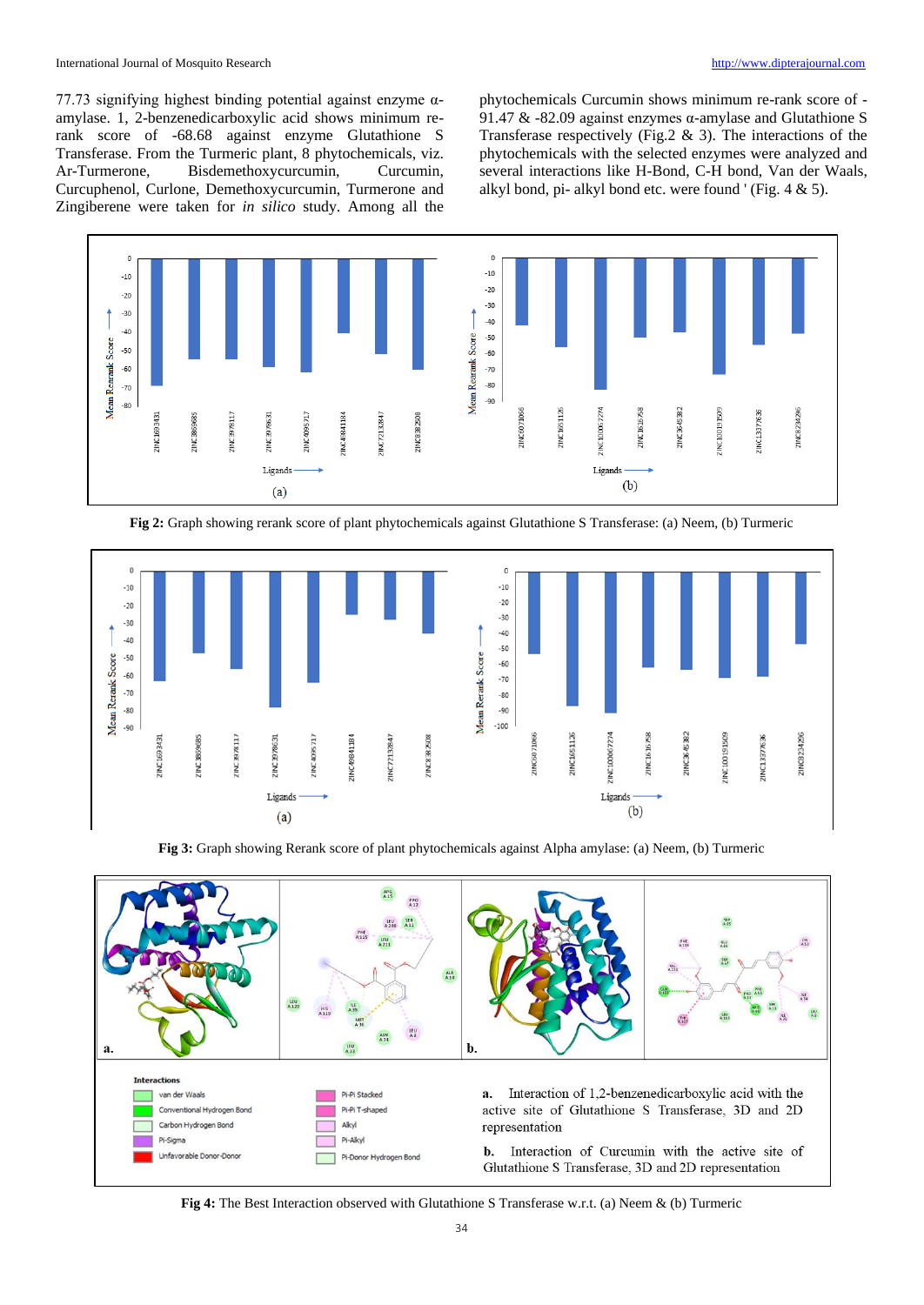77.73 signifying highest binding potential against enzyme α-amylase. 1, 2-benzenedicarboxylic acid shows minimum re-rank score of -68.68 against enzyme Glutathione S Transferase. From the Turmeric plant, 8 phytochemicals, viz. Ar-Turmerone, Bisdemethoxycurcumin, Curcumin, Curcuphenol, Curlone, Demethoxycurcumin, Turmerone and Zingiberene were taken for *in silico* study. Among all the phytochemicals Curcumin shows minimum re-rank score of -91.47 & -82.09 against enzymes α-amylase and Glutathione S Transferase respectively (Fig.2 & 3). The interactions of the phytochemicals with the selected enzymes were analyzed and several interactions like H-Bond, C-H bond, Van der Waals, alkyl bond, pi- alkyl bond etc. were found ' (Fig. 4 & 5).

**Fig 2:** Graph showing rerank score of plant phytochemicals against Glutathione S Transferase: (a) Neem, (b) Turmeric

**Fig 3:** Graph showing Rerank score of plant phytochemicals against Alpha amylase: (a) Neem, (b) Turmeric

**a.** Interaction of 1,2-benzenedicarboxylic acid with the active site of Glutathione S Transferase, 3D and 2D representation

**b.** Interaction of Curcumin with the active site of Glutathione S Transferase, 3D and 2D representation

**Fig 4:** The Best Interaction observed with Glutathione S Transferase w.r.t. (a) Neem & (b) Turmeric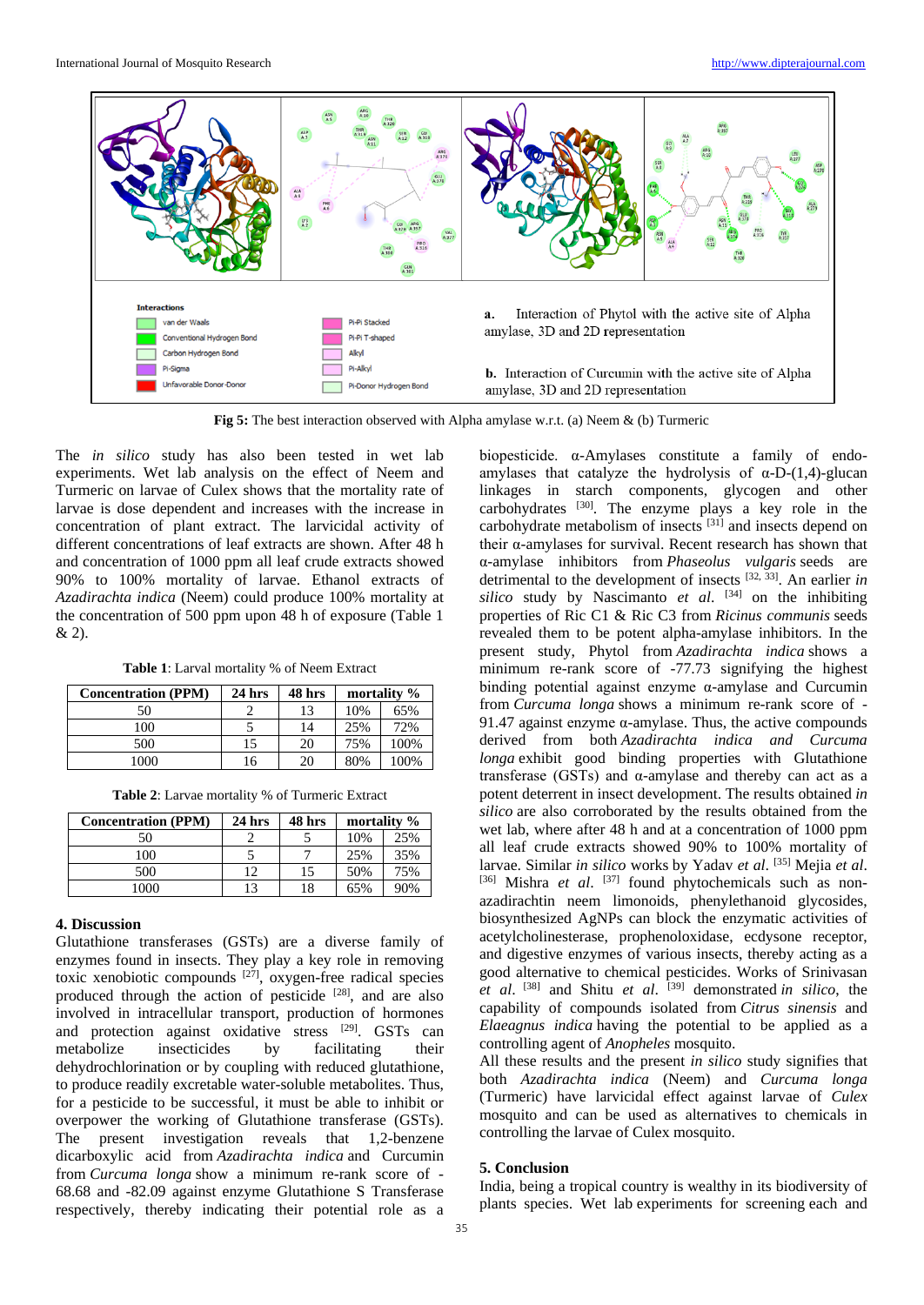a. Interaction of Phytol with the active site of Alpha amylase, 3D and 2D representation

b. Interaction of Curcumin with the active site of Alpha amylase, 3D and 2D representation

**Fig 5:** The best interaction observed with Alpha amylase w.r.t. (a) Neem & (b) Turmeric

The *in silico* study has also been tested in wet lab experiments. Wet lab analysis on the effect of Neem and Turmeric on larvae of Culex shows that the mortality rate of larvae is dose dependent and increases with the increase in concentration of plant extract. The larvicidal activity of different concentrations of leaf extracts are shown. After 48 h and concentration of 1000 ppm all leaf crude extracts showed 90% to 100% mortality of larvae. Ethanol extracts of *Azadirachta indica* (Neem) could produce 100% mortality at the concentration of 500 ppm upon 48 h of exposure (Table 1 & 2).

**Table 1**: Larval mortality % of Neem Extract

| Concentration (PPM) | 24 hrs | 48 hrs | mortality % | |
|---|---|---|---|---|
| 50 | 2 | 13 | 10% | 65% |
| 100 | 5 | 14 | 25% | 72% |
| 500 | 15 | 20 | 75% | 100% |
| 1000 | 16 | 20 | 80% | 100% |

**Table 2**: Larvae mortality % of Turmeric Extract

| Concentration (PPM) | 24 hrs | 48 hrs | mortality % | |
|---|---|---|---|---|
| 50 | 2 | 5 | 10% | 25% |
| 100 | 5 | 7 | 25% | 35% |
| 500 | 12 | 15 | 50% | 75% |
| 1000 | 13 | 18 | 65% | 90% |

## 4. Discussion

Glutathione transferases (GSTs) are a diverse family of enzymes found in insects. They play a key role in removing toxic xenobiotic compounds [27], oxygen-free radical species produced through the action of pesticide [28], and are also involved in intracellular transport, production of hormones and protection against oxidative stress [29]. GSTs can metabolize insecticides by facilitating their dehydrochlorination or by coupling with reduced glutathione, to produce readily excretable water-soluble metabolites. Thus, for a pesticide to be successful, it must be able to inhibit or overpower the working of Glutathione transferase (GSTs). The present investigation reveals that 1,2-benzene dicarboxylic acid from *Azadirachta indica* and Curcumin from *Curcuma longa* show a minimum re-rank score of -68.68 and -82.09 against enzyme Glutathione S Transferase respectively, thereby indicating their potential role as a biopesticide. α-Amylases constitute a family of endo-amylases that catalyze the hydrolysis of α-D-(1,4)-glucan linkages in starch components, glycogen and other carbohydrates [30]. The enzyme plays a key role in the carbohydrate metabolism of insects [31] and insects depend on their α-amylases for survival. Recent research has shown that α-amylase inhibitors from *Phaseolus vulgaris* seeds are detrimental to the development of insects [32, 33]. An earlier *in silico* study by Nascimanto *et al.* [34] on the inhibiting properties of Ric C1 & Ric C3 from *Ricinus communis* seeds revealed them to be potent alpha-amylase inhibitors. In the present study, Phytol from *Azadirachta indica* shows a minimum re-rank score of -77.73 signifying the highest binding potential against enzyme α-amylase and Curcumin from *Curcuma longa* shows a minimum re-rank score of -91.47 against enzyme α-amylase. Thus, the active compounds derived from both *Azadirachta indica and Curcuma longa* exhibit good binding properties with Glutathione transferase (GSTs) and α-amylase and thereby can act as a potent deterrent in insect development. The results obtained *in silico* are also corroborated by the results obtained from the wet lab, where after 48 h and at a concentration of 1000 ppm all leaf crude extracts showed 90% to 100% mortality of larvae. Similar *in silico* works by Yadav *et al.* [35] Mejia *et al.* [36] Mishra *et al.* [37] found phytochemicals such as non-azadirachtin neem limonoids, phenylethanoid glycosides, biosynthesized AgNPs can block the enzymatic activities of acetylcholinesterase, prophenoloxidase, ecdysone receptor, and digestive enzymes of various insects, thereby acting as a good alternative to chemical pesticides. Works of Srinivasan *et al.* [38] and Shitu *et al.* [39] demonstrated *in silico*, the capability of compounds isolated from *Citrus sinensis* and *Elaeagnus indica* having the potential to be applied as a controlling agent of *Anopheles* mosquito.

All these results and the present *in silico* study signifies that both *Azadirachta indica* (Neem) and *Curcuma longa* (Turmeric) have larvicidal effect against larvae of *Culex* mosquito and can be used as alternatives to chemicals in controlling the larvae of Culex mosquito.

## 5. Conclusion

India, being a tropical country is wealthy in its biodiversity of plants species. Wet lab experiments for screening each and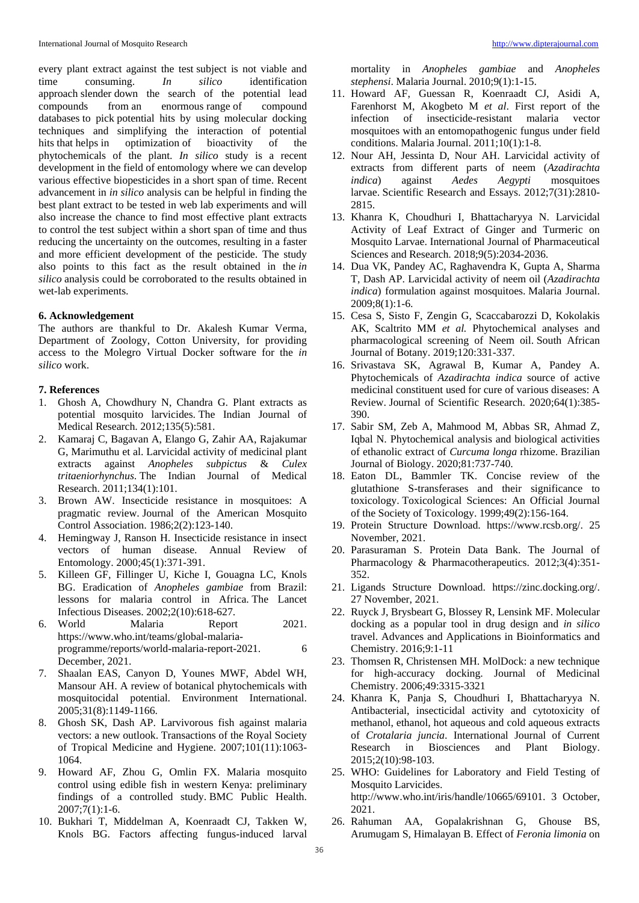every plant extract against the test subject is not viable and time consuming. *In silico* identification approach slender down the search of the potential lead compounds from an enormous range of compound databases to pick potential hits by using molecular docking techniques and simplifying the interaction of potential hits that helps in optimization of bioactivity of the phytochemicals of the plant. *In silico* study is a recent development in the field of entomology where we can develop various effective biopesticides in a short span of time. Recent advancement in *in silico* analysis can be helpful in finding the best plant extract to be tested in web lab experiments and will also increase the chance to find most effective plant extracts to control the test subject within a short span of time and thus reducing the uncertainty on the outcomes, resulting in a faster and more efficient development of the pesticide. The study also points to this fact as the result obtained in the *in silico* analysis could be corroborated to the results obtained in wet-lab experiments.

## 6. Acknowledgement

The authors are thankful to Dr. Akalesh Kumar Verma, Department of Zoology, Cotton University, for providing access to the Molegro Virtual Docker software for the *in silico* work.

## 7. References

1. Ghosh A, Chowdhury N, Chandra G. Plant extracts as potential mosquito larvicides. The Indian Journal of Medical Research. 2012;135(5):581.
2. Kamaraj C, Bagavan A, Elango G, Zahir AA, Rajakumar G, Marimuthu et al. Larvicidal activity of medicinal plant extracts against *Anopheles subpictus* & *Culex tritaeniorhynchus*. The Indian Journal of Medical Research. 2011;134(1):101.
3. Brown AW. Insecticide resistance in mosquitoes: A pragmatic review. Journal of the American Mosquito Control Association. 1986;2(2):123-140.
4. Hemingway J, Ranson H. Insecticide resistance in insect vectors of human disease. Annual Review of Entomology. 2000;45(1):371-391.
5. Killeen GF, Fillinger U, Kiche I, Gouagna LC, Knols BG. Eradication of *Anopheles gambiae* from Brazil: lessons for malaria control in Africa. The Lancet Infectious Diseases. 2002;2(10):618-627.
6. World Malaria Report 2021. https://www.who.int/teams/global-malaria-programme/reports/world-malaria-report-2021. 6 December, 2021.
7. Shaalan EAS, Canyon D, Younes MWF, Abdel WH, Mansour AH. A review of botanical phytochemicals with mosquitocidal potential. Environment International. 2005;31(8):1149-1166.
8. Ghosh SK, Dash AP. Larvivorous fish against malaria vectors: a new outlook. Transactions of the Royal Society of Tropical Medicine and Hygiene. 2007;101(11):1063-1064.
9. Howard AF, Zhou G, Omlin FX. Malaria mosquito control using edible fish in western Kenya: preliminary findings of a controlled study. BMC Public Health. 2007;7(1):1-6.
10. Bukhari T, Middelman A, Koenraadt CJ, Takken W, Knols BG. Factors affecting fungus-induced larval mortality in *Anopheles gambiae* and *Anopheles stephensi*. Malaria Journal. 2010;9(1):1-15.
11. Howard AF, Guessan R, Koenraadt CJ, Asidi A, Farenhorst M, Akogbeto M *et al*. First report of the infection of insecticide-resistant malaria vector mosquitoes with an entomopathogenic fungus under field conditions. Malaria Journal. 2011;10(1):1-8.
12. Nour AH, Jessinta D, Nour AH. Larvicidal activity of extracts from different parts of neem (*Azadirachta indica*) against *Aedes Aegypti* mosquitoes larvae. Scientific Research and Essays. 2012;7(31):2810-2815.
13. Khanra K, Choudhuri I, Bhattacharyya N. Larvicidal Activity of Leaf Extract of Ginger and Turmeric on Mosquito Larvae. International Journal of Pharmaceutical Sciences and Research. 2018;9(5):2034-2036.
14. Dua VK, Pandey AC, Raghavendra K, Gupta A, Sharma T, Dash AP. Larvicidal activity of neem oil (*Azadirachta indica*) formulation against mosquitoes. Malaria Journal. 2009;8(1):1-6.
15. Cesa S, Sisto F, Zengin G, Scaccabarozzi D, Kokolakis AK, Scaltrito MM *et al.* Phytochemical analyses and pharmacological screening of Neem oil. South African Journal of Botany. 2019;120:331-337.
16. Srivastava SK, Agrawal B, Kumar A, Pandey A. Phytochemicals of *Azadirachta indica* source of active medicinal constituent used for cure of various diseases: A Review. Journal of Scientific Research. 2020;64(1):385-390.
17. Sabir SM, Zeb A, Mahmood M, Abbas SR, Ahmad Z, Iqbal N. Phytochemical analysis and biological activities of ethanolic extract of *Curcuma longa* rhizome. Brazilian Journal of Biology. 2020;81:737-740.
18. Eaton DL, Bammler TK. Concise review of the glutathione S-transferases and their significance to toxicology. Toxicological Sciences: An Official Journal of the Society of Toxicology. 1999;49(2):156-164.
19. Protein Structure Download. https://www.rcsb.org/. 25 November, 2021.
20. Parasuraman S. Protein Data Bank. The Journal of Pharmacology & Pharmacotherapeutics. 2012;3(4):351-352.
21. Ligands Structure Download. https://zinc.docking.org/. 27 November, 2021.
22. Ruyck J, Brysbeart G, Blossey R, Lensink MF. Molecular docking as a popular tool in drug design and *in silico* travel. Advances and Applications in Bioinformatics and Chemistry. 2016;9:1-11
23. Thomsen R, Christensen MH. MolDock: a new technique for high-accuracy docking. Journal of Medicinal Chemistry. 2006;49:3315-3321
24. Khanra K, Panja S, Choudhuri I, Bhattacharyya N. Antibacterial, insecticidal activity and cytotoxicity of methanol, ethanol, hot aqueous and cold aqueous extracts of *Crotalaria juncia*. International Journal of Current Research in Biosciences and Plant Biology. 2015;2(10):98-103.
25. WHO: Guidelines for Laboratory and Field Testing of Mosquito Larvicides. http://www.who.int/iris/handle/10665/69101. 3 October, 2021.
26. Rahuman AA, Gopalakrishnan G, Ghouse BS, Arumugam S, Himalayan B. Effect of *Feronia limonia* on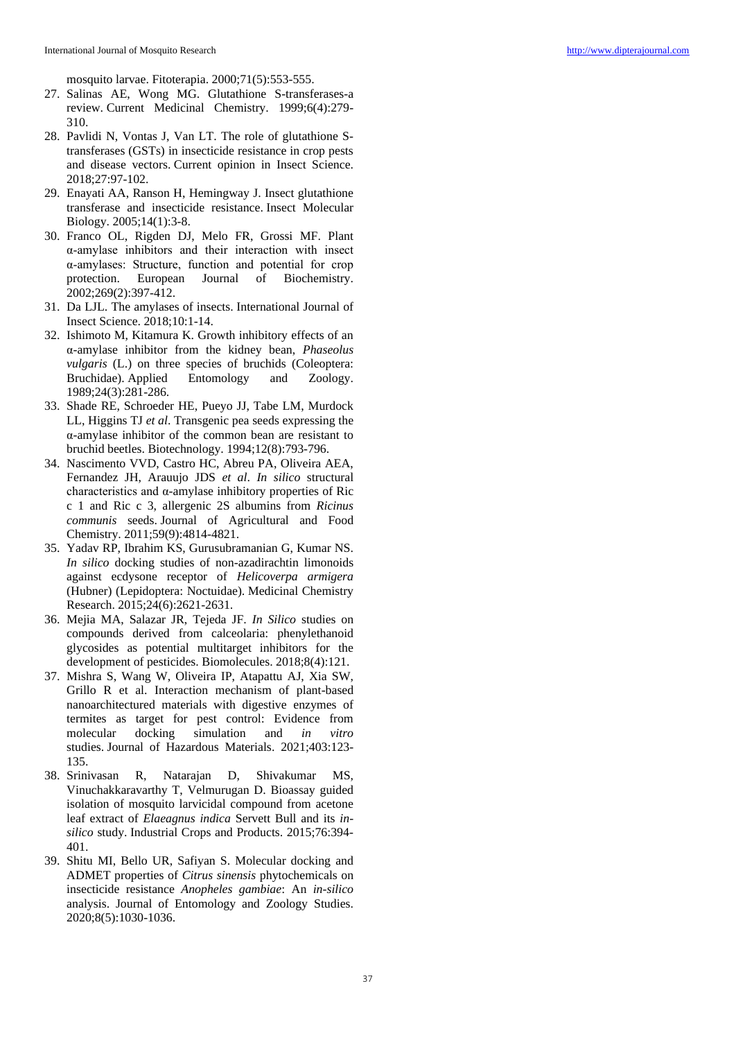mosquito larvae. Fitoterapia. 2000;71(5):553-555.

27. Salinas AE, Wong MG. Glutathione S-transferases-a review. Current Medicinal Chemistry. 1999;6(4):279-310.
28. Pavlidi N, Vontas J, Van LT. The role of glutathione S-transferases (GSTs) in insecticide resistance in crop pests and disease vectors. Current opinion in Insect Science. 2018;27:97-102.
29. Enayati AA, Ranson H, Hemingway J. Insect glutathione transferase and insecticide resistance. Insect Molecular Biology. 2005;14(1):3-8.
30. Franco OL, Rigden DJ, Melo FR, Grossi MF. Plant α-amylase inhibitors and their interaction with insect α-amylases: Structure, function and potential for crop protection. European Journal of Biochemistry. 2002;269(2):397-412.
31. Da LJL. The amylases of insects. International Journal of Insect Science. 2018;10:1-14.
32. Ishimoto M, Kitamura K. Growth inhibitory effects of an α-amylase inhibitor from the kidney bean, *Phaseolus vulgaris* (L.) on three species of bruchids (Coleoptera: Bruchidae). Applied Entomology and Zoology. 1989;24(3):281-286.
33. Shade RE, Schroeder HE, Pueyo JJ, Tabe LM, Murdock LL, Higgins TJ *et al*. Transgenic pea seeds expressing the α-amylase inhibitor of the common bean are resistant to bruchid beetles. Biotechnology. 1994;12(8):793-796.
34. Nascimento VVD, Castro HC, Abreu PA, Oliveira AEA, Fernandez JH, Arauujo JDS *et al*. *In silico* structural characteristics and α-amylase inhibitory properties of Ric c 1 and Ric c 3, allergenic 2S albumins from *Ricinus communis* seeds. Journal of Agricultural and Food Chemistry. 2011;59(9):4814-4821.
35. Yadav RP, Ibrahim KS, Gurusubramanian G, Kumar NS. *In silico* docking studies of non-azadirachtin limonoids against ecdysone receptor of *Helicoverpa armigera* (Hubner) (Lepidoptera: Noctuidae). Medicinal Chemistry Research. 2015;24(6):2621-2631.
36. Mejia MA, Salazar JR, Tejeda JF. *In Silico* studies on compounds derived from calceolaria: phenylethanoid glycosides as potential multitarget inhibitors for the development of pesticides. Biomolecules. 2018;8(4):121.
37. Mishra S, Wang W, Oliveira IP, Atapattu AJ, Xia SW, Grillo R et al. Interaction mechanism of plant-based nanoarchitectured materials with digestive enzymes of termites as target for pest control: Evidence from molecular docking simulation and *in vitro* studies. Journal of Hazardous Materials. 2021;403:123-135.
38. Srinivasan R, Natarajan D, Shivakumar MS, Vinuchakkaravarthy T, Velmurugan D. Bioassay guided isolation of mosquito larvicidal compound from acetone leaf extract of *Elaeagnus indica* Servett Bull and its *in-silico* study. Industrial Crops and Products. 2015;76:394-401.
39. Shitu MI, Bello UR, Safiyan S. Molecular docking and ADMET properties of *Citrus sinensis* phytochemicals on insecticide resistance *Anopheles gambiae*: An *in-silico* analysis. Journal of Entomology and Zoology Studies. 2020;8(5):1030-1036.